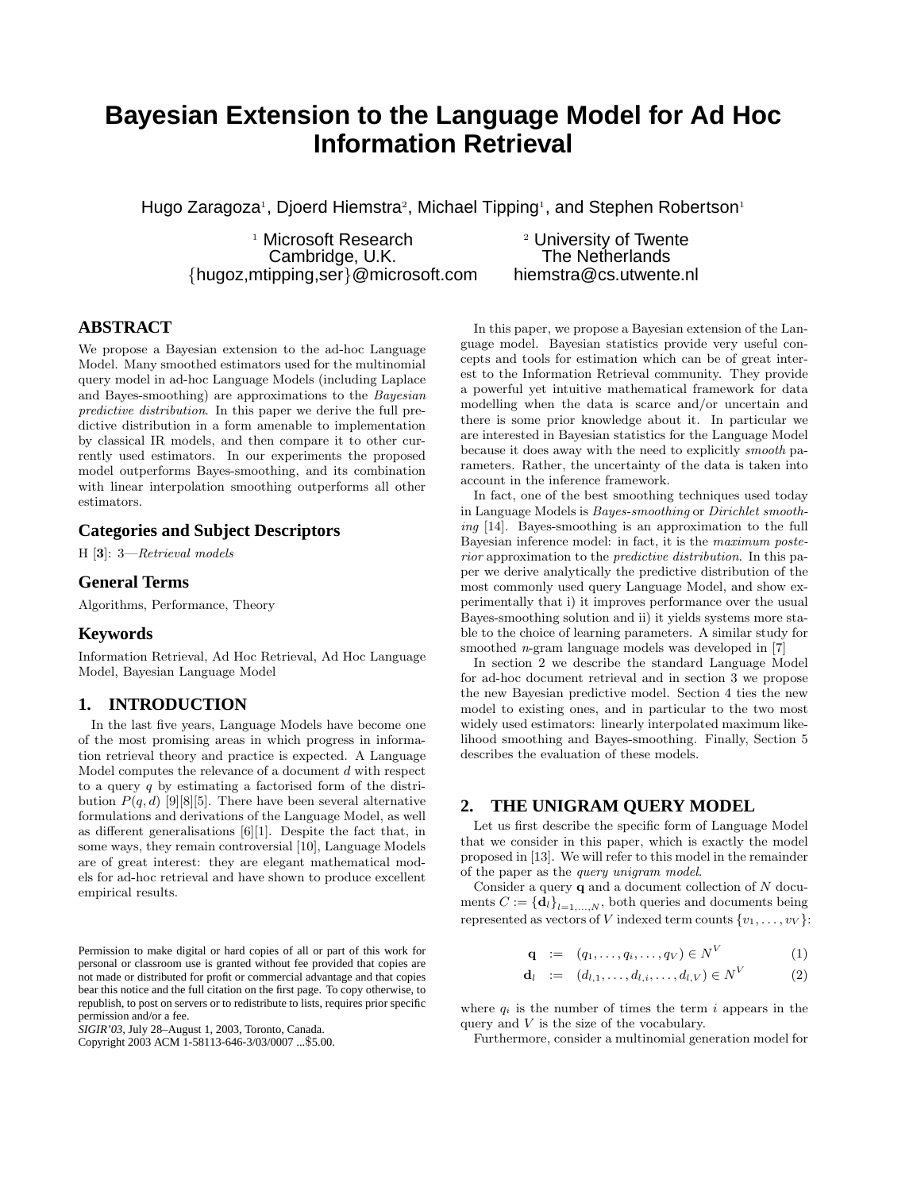# Bayesian Extension to the Language Model for Ad Hoc Information Retrieval

Hugo Zaragoza[1], Djoerd Hiemstra[2], Michael Tipping[1], and Stephen Robertson[1]

[1] Microsoft Research
Cambridge, U.K.
{hugoz,mtipping,ser}@microsoft.com

[2] University of Twente
The Netherlands
hiemstra@cs.utwente.nl

## ABSTRACT

We propose a Bayesian extension to the ad-hoc Language Model. Many smoothed estimators used for the multinomial query model in ad-hoc Language Models (including Laplace and Bayes-smoothing) are approximations to the *Bayesian predictive distribution*. In this paper we derive the full predictive distribution in a form amenable to implementation by classical IR models, and then compare it to other currently used estimators. In our experiments the proposed model outperforms Bayes-smoothing, and its combination with linear interpolation smoothing outperforms all other estimators.

### Categories and Subject Descriptors

H [**3**]: 3—*Retrieval models*

### General Terms

Algorithms, Performance, Theory

### Keywords

Information Retrieval, Ad Hoc Retrieval, Ad Hoc Language Model, Bayesian Language Model

## 1. INTRODUCTION

In the last five years, Language Models have become one of the most promising areas in which progress in information retrieval theory and practice is expected. A Language Model computes the relevance of a document $d$ with respect to a query $q$ by estimating a factorised form of the distribution $P(q, d)$ [9][8][5]. There have been several alternative formulations and derivations of the Language Model, as well as different generalisations [6][1]. Despite the fact that, in some ways, they remain controversial [10], Language Models are of great interest: they are elegant mathematical models for ad-hoc retrieval and have shown to produce excellent empirical results.

Permission to make digital or hard copies of all or part of this work for personal or classroom use is granted without fee provided that copies are not made or distributed for profit or commercial advantage and that copies bear this notice and the full citation on the first page. To copy otherwise, to republish, to post on servers or to redistribute to lists, requires prior specific permission and/or a fee.
*SIGIR'03*, July 28–August 1, 2003, Toronto, Canada.
Copyright 2003 ACM 1-58113-646-3/03/0007 ...$5.00.

In this paper, we propose a Bayesian extension of the Language model. Bayesian statistics provide very useful concepts and tools for estimation which can be of great interest to the Information Retrieval community. They provide a powerful yet intuitive mathematical framework for data modelling when the data is scarce and/or uncertain and there is some prior knowledge about it. In particular we are interested in Bayesian statistics for the Language Model because it does away with the need to explicitly *smooth* parameters. Rather, the uncertainty of the data is taken into account in the inference framework.

In fact, one of the best smoothing techniques used today in Language Models is *Bayes-smoothing* or *Dirichlet smoothing* [14]. Bayes-smoothing is an approximation to the full Bayesian inference model: in fact, it is the *maximum posterior* approximation to the *predictive distribution*. In this paper we derive analytically the predictive distribution of the most commonly used query Language Model, and show experimentally that i) it improves performance over the usual Bayes-smoothing solution and ii) it yields systems more stable to the choice of learning parameters. A similar study for smoothed $n$-gram language models was developed in [7]

In section 2 we describe the standard Language Model for ad-hoc document retrieval and in section 3 we propose the new Bayesian predictive model. Section 4 ties the new model to existing ones, and in particular to the two most widely used estimators: linearly interpolated maximum likelihood smoothing and Bayes-smoothing. Finally, Section 5 describes the evaluation of these models.

## 2. THE UNIGRAM QUERY MODEL

Let us first describe the specific form of Language Model that we consider in this paper, which is exactly the model proposed in [13]. We will refer to this model in the remainder of the paper as the *query unigram model*.

Consider a query $\mathbf{q}$ and a document collection of $N$ documents $C := \{\mathbf{d}_l\}_{l=1,\ldots,N}$, both queries and documents being represented as vectors of $V$ indexed term counts $\{v_1, \ldots, v_V\}$:

$$\mathbf{q} \;:=\; (q_1, \ldots, q_i, \ldots, q_V) \in N^V \tag{1}$$

$$\mathbf{d}_l \;:=\; (d_{l,1}, \ldots, d_{l,i}, \ldots, d_{l,V}) \in N^V \tag{2}$$

where $q_i$ is the number of times the term $i$ appears in the query and $V$ is the size of the vocabulary.

Furthermore, consider a multinomial generation model for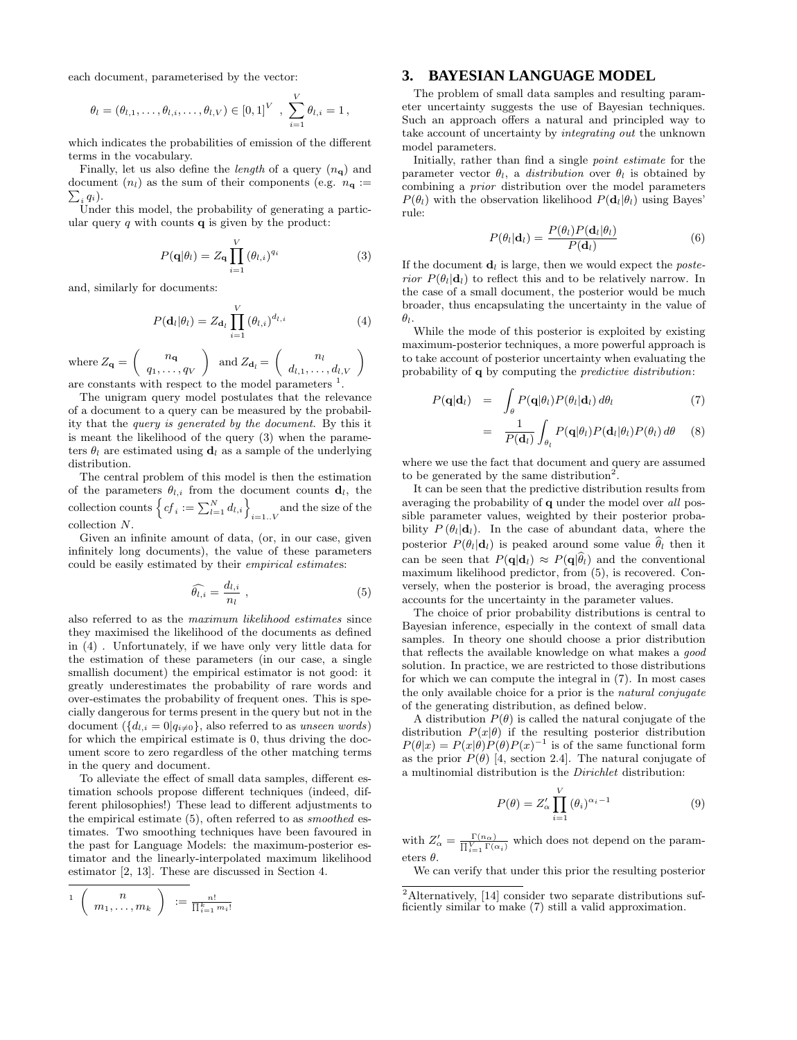each document, parameterised by the vector:

$$\theta_l = (\theta_{l,1}, \ldots, \theta_{l,i}, \ldots, \theta_{l,V}) \in [0,1]^V \;\;,\;\; \sum_{i=1}^{V} \theta_{l,i} = 1\,,$$

which indicates the probabilities of emission of the different terms in the vocabulary.

Finally, let us also define the *length* of a query ($n_{\mathbf{q}}$) and document ($n_l$) as the sum of their components (e.g. $n_{\mathbf{q}} := \sum_i q_i$).

Under this model, the probability of generating a particular query $q$ with counts $\mathbf{q}$ is given by the product:

$$P(\mathbf{q}|\theta_l) = Z_{\mathbf{q}} \prod_{i=1}^{V} (\theta_{l,i})^{q_i} \tag{3}$$

and, similarly for documents:

$$P(\mathbf{d}_l|\theta_l) = Z_{\mathbf{d}_l} \prod_{i=1}^{V} (\theta_{l,i})^{d_{l,i}} \tag{4}$$

where $Z_{\mathbf{q}} = \begin{pmatrix} n_{\mathbf{q}} \\ q_1, \ldots, q_V \end{pmatrix}$ and $Z_{\mathbf{d}_l} = \begin{pmatrix} n_l \\ d_{l,1}, \ldots, d_{l,V} \end{pmatrix}$ are constants with respect to the model parameters [1].

The unigram query model postulates that the relevance of a document to a query can be measured by the probability that the *query is generated by the document*. By this it is meant the likelihood of the query (3) when the parameters $\theta_l$ are estimated using $\mathbf{d}_l$ as a sample of the underlying distribution.

The central problem of this model is then the estimation of the parameters $\theta_{l,i}$ from the document counts $\mathbf{d}_l$, the collection counts $\left\{ cf_i := \sum_{l=1}^{N} d_{l,i} \right\}_{i=1..V}$ and the size of the collection $N$.

Given an infinite amount of data, (or, in our case, given infinitely long documents), the value of these parameters could be easily estimated by their *empirical estimates*:

$$\widehat{\theta_{l,i}} = \frac{d_{l,i}}{n_l}\;, \tag{5}$$

also referred to as the *maximum likelihood estimates* since they maximised the likelihood of the documents as defined in (4) . Unfortunately, if we have only very little data for the estimation of these parameters (in our case, a single smallish document) the empirical estimator is not good: it greatly underestimates the probability of rare words and over-estimates the probability of frequent ones. This is specially dangerous for terms present in the query but not in the document ($\{d_{l,i} = 0 | q_{i \neq 0}\}$, also referred to as *unseen words*) for which the empirical estimate is 0, thus driving the document score to zero regardless of the other matching terms in the query and document.

To alleviate the effect of small data samples, different estimation schools propose different techniques (indeed, different philosophies!) These lead to different adjustments to the empirical estimate (5), often referred to as *smoothed* estimates. Two smoothing techniques have been favoured in the past for Language Models: the maximum-posterior estimator and the linearly-interpolated maximum likelihood estimator [2, 13]. These are discussed in Section 4.

[1] $\begin{pmatrix} n \\ m_1, \ldots, m_k \end{pmatrix} := \frac{n!}{\prod_{i=1}^{K} m_i!}$

## 3. BAYESIAN LANGUAGE MODEL

The problem of small data samples and resulting parameter uncertainty suggests the use of Bayesian techniques. Such an approach offers a natural and principled way to take account of uncertainty by *integrating out* the unknown model parameters.

Initially, rather than find a single *point estimate* for the parameter vector $\theta_l$, a *distribution* over $\theta_l$ is obtained by combining a *prior* distribution over the model parameters $P(\theta_l)$ with the observation likelihood $P(\mathbf{d}_l|\theta_l)$ using Bayes' rule:

$$P(\theta_l|\mathbf{d}_l) = \frac{P(\theta_l)P(\mathbf{d}_l|\theta_l)}{P(\mathbf{d}_l)} \tag{6}$$

If the document $\mathbf{d}_l$ is large, then we would expect the *posterior* $P(\theta_l|\mathbf{d}_l)$ to reflect this and to be relatively narrow. In the case of a small document, the posterior would be much broader, thus encapsulating the uncertainty in the value of $\theta_l$.

While the mode of this posterior is exploited by existing maximum-posterior techniques, a more powerful approach is to take account of posterior uncertainty when evaluating the probability of $\mathbf{q}$ by computing the *predictive distribution*:

$$P(\mathbf{q}|\mathbf{d}_l) = \int_{\theta} P(\mathbf{q}|\theta_l)P(\theta_l|\mathbf{d}_l)\,d\theta_l \tag{7}$$

$$= \frac{1}{P(\mathbf{d}_l)} \int_{\theta_l} P(\mathbf{q}|\theta_l)P(\mathbf{d}_l|\theta_l)P(\theta_l)\,d\theta \tag{8}$$

where we use the fact that document and query are assumed to be generated by the same distribution[2].

It can be seen that the predictive distribution results from averaging the probability of $\mathbf{q}$ under the model over *all* possible parameter values, weighted by their posterior probability $P(\theta_l|\mathbf{d}_l)$. In the case of abundant data, where the posterior $P(\theta_l|\mathbf{d}_l)$ is peaked around some value $\widehat{\theta}_l$ then it can be seen that $P(\mathbf{q}|\mathbf{d}_l) \approx P(\mathbf{q}|\widehat{\theta}_l)$ and the conventional maximum likelihood predictor, from (5), is recovered. Conversely, when the posterior is broad, the averaging process accounts for the uncertainty in the parameter values.

The choice of prior probability distributions is central to Bayesian inference, especially in the context of small data samples. In theory one should choose a prior distribution that reflects the available knowledge on what makes a *good* solution. In practice, we are restricted to those distributions for which we can compute the integral in (7). In most cases the only available choice for a prior is the *natural conjugate* of the generating distribution, as defined below.

A distribution $P(\theta)$ is called the natural conjugate of the distribution $P(x|\theta)$ if the resulting posterior distribution $P(\theta|x) = P(x|\theta)P(\theta)P(x)^{-1}$ is of the same functional form as the prior $P(\theta)$ [4, section 2.4]. The natural conjugate of a multinomial distribution is the *Dirichlet* distribution:

$$P(\theta) = Z'_{\alpha} \prod_{i=1}^{V} (\theta_i)^{\alpha_i - 1} \tag{9}$$

with $Z'_{\alpha} = \frac{\Gamma(n_{\alpha})}{\prod_{i=1}^{V}\Gamma(\alpha_i)}$ which does not depend on the parameters $\theta$.

We can verify that under this prior the resulting posterior

[2] Alternatively, [14] consider two separate distributions sufficiently similar to make (7) still a valid approximation.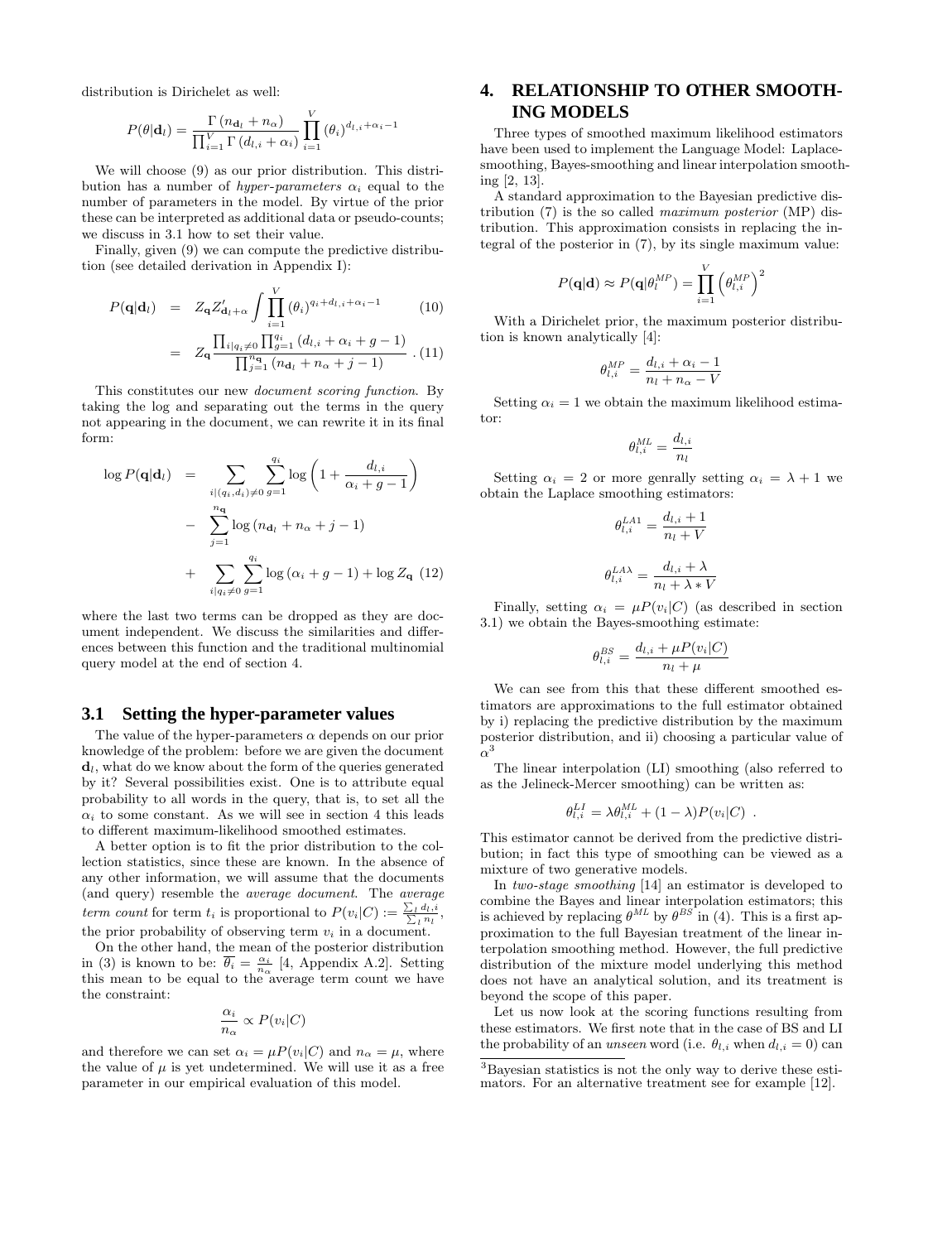distribution is Dirichelet as well:

$$P(\theta|\mathbf{d}_l) = \frac{\Gamma(n_{\mathbf{d}_l} + n_\alpha)}{\prod_{i=1}^{V} \Gamma(d_{l,i} + \alpha_i)} \prod_{i=1}^{V} (\theta_i)^{d_{l,i}+\alpha_i-1}$$

We will choose (9) as our prior distribution. This distribution has a number of *hyper-parameters* $\alpha_i$ equal to the number of parameters in the model. By virtue of the prior these can be interpreted as additional data or pseudo-counts; we discuss in 3.1 how to set their value.

Finally, given (9) we can compute the predictive distribution (see detailed derivation in Appendix I):

$$P(\mathbf{q}|\mathbf{d}_l) = Z_{\mathbf{q}} Z'_{\mathbf{d}_l+\alpha} \int \prod_{i=1}^{V} (\theta_i)^{q_i+d_{l,i}+\alpha_i-1} \quad (10)$$

$$= Z_{\mathbf{q}} \frac{\prod_{i|q_i \neq 0} \prod_{g=1}^{q_i} (d_{l,i} + \alpha_i + g - 1)}{\prod_{j=1}^{n_{\mathbf{q}}} (n_{\mathbf{d}_l} + n_\alpha + j - 1)} . \quad (11)$$

This constitutes our new *document scoring function*. By taking the log and separating out the terms in the query not appearing in the document, we can rewrite it in its final form:

$$\log P(\mathbf{q}|\mathbf{d}_l) = \sum_{i|(q_i,d_i)\neq 0} \sum_{g=1}^{q_i} \log\left(1 + \frac{d_{l,i}}{\alpha_i + g - 1}\right) - \sum_{j=1}^{n_{\mathbf{q}}} \log(n_{\mathbf{d}_l} + n_\alpha + j - 1) + \sum_{i|q_i\neq 0} \sum_{g=1}^{q_i} \log(\alpha_i + g - 1) + \log Z_{\mathbf{q}} \quad (12)$$

where the last two terms can be dropped as they are document independent. We discuss the similarities and differences between this function and the traditional multinomial query model at the end of section 4.

## 3.1 Setting the hyper-parameter values

The value of the hyper-parameters $\alpha$ depends on our prior knowledge of the problem: before we are given the document $\mathbf{d}_l$, what do we know about the form of the queries generated by it? Several possibilities exist. One is to attribute equal probability to all words in the query, that is, to set all the $\alpha_i$ to some constant. As we will see in section 4 this leads to different maximum-likelihood smoothed estimates.

A better option is to fit the prior distribution to the collection statistics, since these are known. In the absence of any other information, we will assume that the documents (and query) resemble the *average document*. The *average term count* for term $t_i$ is proportional to $P(v_i|C) := \frac{\sum_l d_{l,i}}{\sum_l n_l}$, the prior probability of observing term $v_i$ in a document.

On the other hand, the mean of the posterior distribution in (3) is known to be: $\overline{\theta_i} = \frac{\alpha_i}{n_\alpha}$ [4, Appendix A.2]. Setting this mean to be equal to the average term count we have the constraint:

$$\frac{\alpha_i}{n_\alpha} \propto P(v_i|C)$$

and therefore we can set $\alpha_i = \mu P(v_i|C)$ and $n_\alpha = \mu$, where the value of $\mu$ is yet undetermined. We will use it as a free parameter in our empirical evaluation of this model.

# 4. RELATIONSHIP TO OTHER SMOOTHING MODELS

Three types of smoothed maximum likelihood estimators have been used to implement the Language Model: Laplace-smoothing, Bayes-smoothing and linear interpolation smoothing [2, 13].

A standard approximation to the Bayesian predictive distribution (7) is the so called *maximum posterior* (MP) distribution. This approximation consists in replacing the integral of the posterior in (7), by its single maximum value:

$$P(\mathbf{q}|\mathbf{d}) \approx P(\mathbf{q}|\theta_l^{MP}) = \prod_{i=1}^{V} \left(\theta_{l,i}^{MP}\right)^2$$

With a Dirichelet prior, the maximum posterior distribution is known analytically [4]:

$$\theta_{l,i}^{MP} = \frac{d_{l,i} + \alpha_i - 1}{n_l + n_\alpha - V}$$

Setting $\alpha_i = 1$ we obtain the maximum likelihood estimator:

$$\theta_{l,i}^{ML} = \frac{d_{l,i}}{n_l}$$

Setting $\alpha_i = 2$ or more genrally setting $\alpha_i = \lambda + 1$ we obtain the Laplace smoothing estimators:

$$\theta_{l,i}^{LA1} = \frac{d_{l,i} + 1}{n_l + V}$$

$$\theta_{l,i}^{LA\lambda} = \frac{d_{l,i} + \lambda}{n_l + \lambda * V}$$

Finally, setting $\alpha_i = \mu P(v_i|C)$ (as described in section 3.1) we obtain the Bayes-smoothing estimate:

$$\theta_{l,i}^{BS} = \frac{d_{l,i} + \mu P(v_i|C)}{n_l + \mu}$$

We can see from this that these different smoothed estimators are approximations to the full estimator obtained by i) replacing the predictive distribution by the maximum posterior distribution, and ii) choosing a particular value of $\alpha$[3]

The linear interpolation (LI) smoothing (also referred to as the Jelineck-Mercer smoothing) can be written as:

$$\theta_{l,i}^{LI} = \lambda\theta_{l,i}^{ML} + (1 - \lambda)P(v_i|C) .$$

This estimator cannot be derived from the predictive distribution; in fact this type of smoothing can be viewed as a mixture of two generative models.

In *two-stage smoothing* [14] an estimator is developed to combine the Bayes and linear interpolation estimators; this is achieved by replacing $\theta^{ML}$ by $\theta^{BS}$ in (4). This is a first approximation to the full Bayesian treatment of the linear interpolation smoothing method. However, the full predictive distribution of the mixture model underlying this method does not have an analytical solution, and its treatment is beyond the scope of this paper.

Let us now look at the scoring functions resulting from these estimators. We first note that in the case of BS and LI the probability of an *unseen* word (i.e. $\theta_{l,i}$ when $d_{l,i} = 0$) can

[3]Bayesian statistics is not the only way to derive these estimators. For an alternative treatment see for example [12].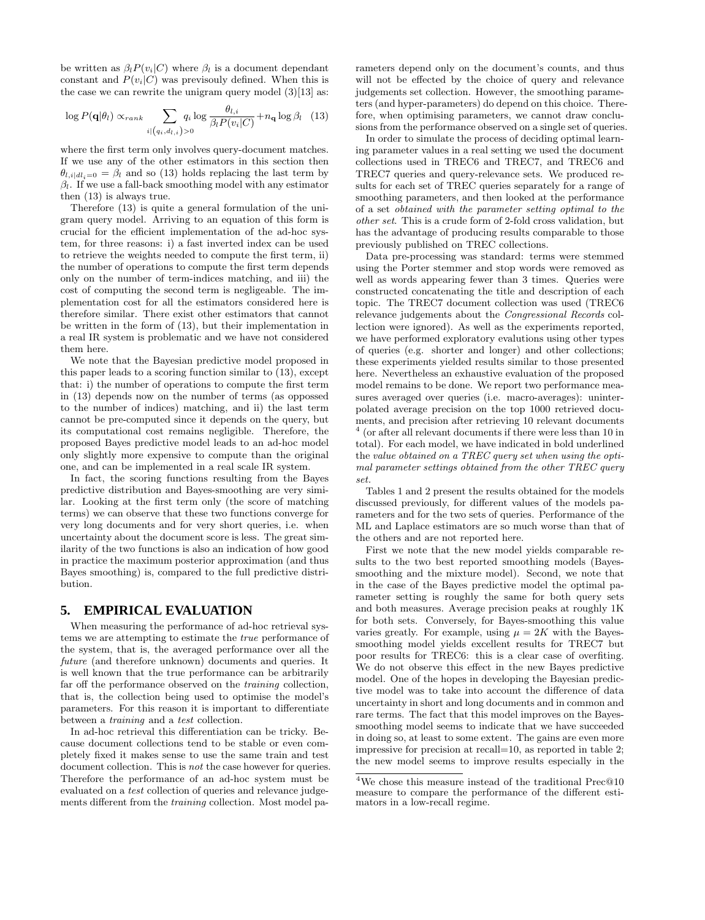be written as $\beta_l P(v_i|C)$ where $\beta_l$ is a document dependant constant and $P(v_i|C)$ was previsouly defined. When this is the case we can rewrite the unigram query model (3)[13] as:

$$\log P(\mathbf{q}|\theta_l) \propto_{rank} \sum_{i|(q_i,d_{l,i})>0} q_i \log \frac{\theta_{l,i}}{\beta_l P(v_i|C)} + n_{\mathbf{q}} \log \beta_l \quad (13)$$

where the first term only involves query-document matches. If we use any of the other estimators in this section then $\theta_{l,i|dl_i=0} = \beta_l$ and so (13) holds replacing the last term by $\beta_l$. If we use a fall-back smoothing model with any estimator then (13) is always true.

Therefore (13) is quite a general formulation of the unigram query model. Arriving to an equation of this form is crucial for the efficient implementation of the ad-hoc system, for three reasons: i) a fast inverted index can be used to retrieve the weights needed to compute the first term, ii) the number of operations to compute the first term depends only on the number of term-indices matching, and iii) the cost of computing the second term is negligeable. The implementation cost for all the estimators considered here is therefore similar. There exist other estimators that cannot be written in the form of (13), but their implementation in a real IR system is problematic and we have not considered them here.

We note that the Bayesian predictive model proposed in this paper leads to a scoring function similar to (13), except that: i) the number of operations to compute the first term in (13) depends now on the number of terms (as oppossed to the number of indices) matching, and ii) the last term cannot be pre-computed since it depends on the query, but its computational cost remains negligible. Therefore, the proposed Bayes predictive model leads to an ad-hoc model only slightly more expensive to compute than the original one, and can be implemented in a real scale IR system.

In fact, the scoring functions resulting from the Bayes predictive distribution and Bayes-smoothing are very similar. Looking at the first term only (the score of matching terms) we can observe that these two functions converge for very long documents and for very short queries, i.e. when uncertainty about the document score is less. The great similarity of the two functions is also an indication of how good in practice the maximum posterior approximation (and thus Bayes smoothing) is, compared to the full predictive distribution.

## 5. EMPIRICAL EVALUATION

When measuring the performance of ad-hoc retrieval systems we are attempting to estimate the *true* performance of the system, that is, the averaged performance over all the *future* (and therefore unknown) documents and queries. It is well known that the true performance can be arbitrarily far off the performance observed on the *training* collection, that is, the collection being used to optimise the model's parameters. For this reason it is important to differentiate between a *training* and a *test* collection.

In ad-hoc retrieval this differentiation can be tricky. Because document collections tend to be stable or even completely fixed it makes sense to use the same train and test document collection. This is *not* the case however for queries. Therefore the performance of an ad-hoc system must be evaluated on a *test* collection of queries and relevance judgements different from the *training* collection. Most model parameters depend only on the document's counts, and thus will not be effected by the choice of query and relevance judgements set collection. However, the smoothing parameters (and hyper-parameters) do depend on this choice. Therefore, when optimising parameters, we cannot draw conclusions from the performance observed on a single set of queries.

In order to simulate the process of deciding optimal learning parameter values in a real setting we used the document collections used in TREC6 and TREC7, and TREC6 and TREC7 queries and query-relevance sets. We produced results for each set of TREC queries separately for a range of smoothing parameters, and then looked at the performance of a set *obtained with the parameter setting optimal to the other set*. This is a crude form of 2-fold cross validation, but has the advantage of producing results comparable to those previously published on TREC collections.

Data pre-processing was standard: terms were stemmed using the Porter stemmer and stop words were removed as well as words appearing fewer than 3 times. Queries were constructed concatenating the title and description of each topic. The TREC7 document collection was used (TREC6 relevance judgements about the *Congressional Records* collection were ignored). As well as the experiments reported, we have performed exploratory evalutions using other types of queries (e.g. shorter and longer) and other collections; these experiments yielded results similar to those presented here. Nevertheless an exhaustive evaluation of the proposed model remains to be done. We report two performance measures averaged over queries (i.e. macro-averages): uninterpolated average precision on the top 1000 retrieved documents, and precision after retrieving 10 relevant documents [4] (or after all relevant documents if there were less than 10 in total). For each model, we have indicated in bold underlined the *value obtained on a TREC query set when using the optimal parameter settings obtained from the other TREC query set*.

Tables 1 and 2 present the results obtained for the models discussed previously, for different values of the models parameters and for the two sets of queries. Performance of the ML and Laplace estimators are so much worse than that of the others and are not reported here.

First we note that the new model yields comparable results to the two best reported smoothing models (Bayes-smoothing and the mixture model). Second, we note that in the case of the Bayes predictive model the optimal parameter setting is roughly the same for both query sets and both measures. Average precision peaks at roughly 1K for both sets. Conversely, for Bayes-smoothing this value varies greatly. For example, using $\mu = 2K$ with the Bayes-smoothing model yields excellent results for TREC7 but poor results for TREC6: this is a clear case of overfitting. We do not observe this effect in the new Bayes predictive model. One of the hopes in developing the Bayesian predictive model was to take into account the difference of data uncertainty in short and long documents and in common and rare terms. The fact that this model improves on the Bayes-smoothing model seems to indicate that we have succeeded in doing so, at least to some extent. The gains are even more impressive for precision at recall=10, as reported in table 2; the new model seems to improve results especially in the

[4] We chose this measure instead of the traditional Prec@10 measure to compare the performance of the different estimators in a low-recall regime.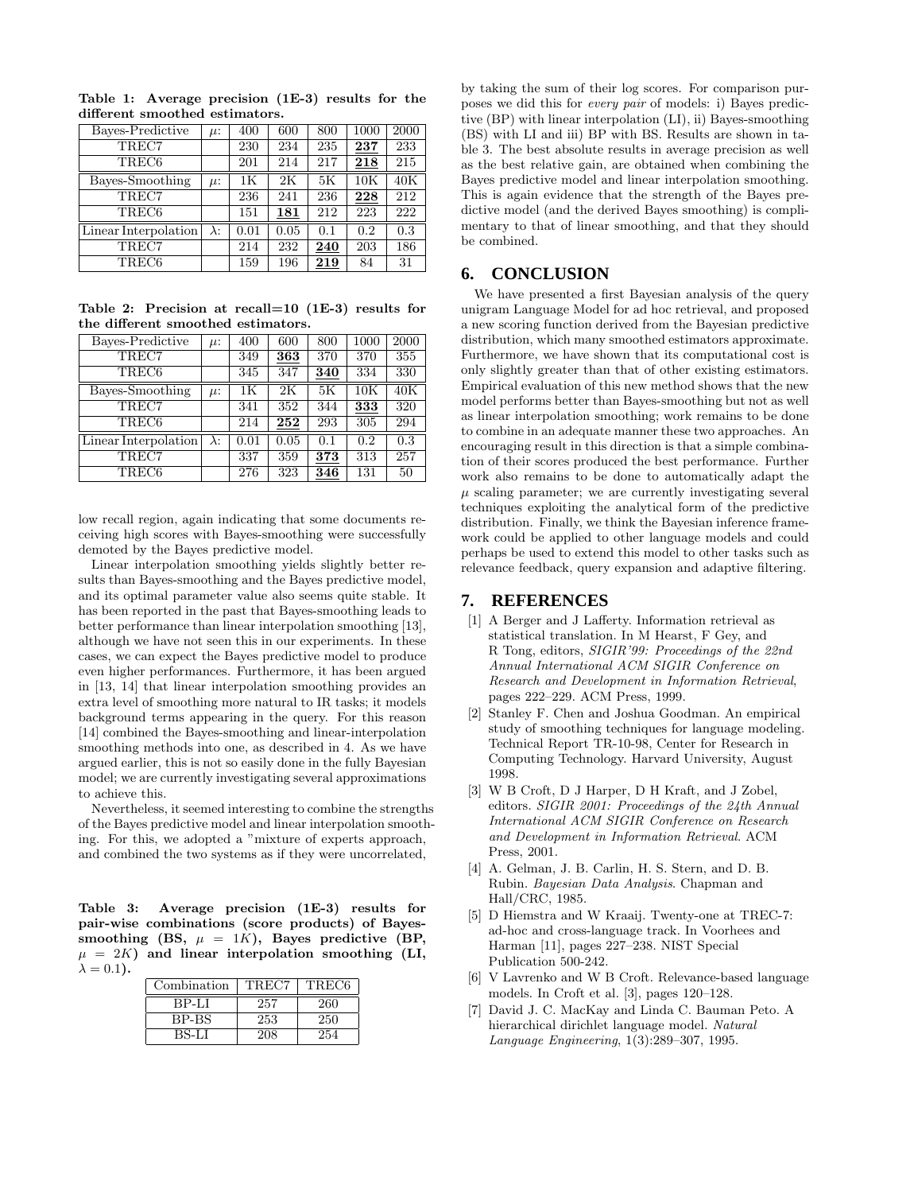**Table 1: Average precision (1E-3) results for the different smoothed estimators.**

| Bayes-Predictive | $\mu$: | 400 | 600 | 800 | 1000 | 2000 |
|---|---|---|---|---|---|---|
| TREC7 | | 230 | 234 | 235 | **237** | 233 |
| TREC6 | | 201 | 214 | 217 | **218** | 215 |
| Bayes-Smoothing | $\mu$: | 1K | 2K | 5K | 10K | 40K |
| TREC7 | | 236 | 241 | 236 | **228** | 212 |
| TREC6 | | 151 | **181** | 212 | 223 | 222 |
| Linear Interpolation | $\lambda$: | 0.01 | 0.05 | 0.1 | 0.2 | 0.3 |
| TREC7 | | 214 | 232 | **240** | 203 | 186 |
| TREC6 | | 159 | 196 | **219** | 84 | 31 |

**Table 2: Precision at recall=10 (1E-3) results for the different smoothed estimators.**

| Bayes-Predictive | $\mu$: | 400 | 600 | 800 | 1000 | 2000 |
|---|---|---|---|---|---|---|
| TREC7 | | 349 | **363** | 370 | 370 | 355 |
| TREC6 | | 345 | 347 | **340** | 334 | 330 |
| Bayes-Smoothing | $\mu$: | 1K | 2K | 5K | 10K | 40K |
| TREC7 | | 341 | 352 | 344 | **333** | 320 |
| TREC6 | | 214 | **252** | 293 | 305 | 294 |
| Linear Interpolation | $\lambda$: | 0.01 | 0.05 | 0.1 | 0.2 | 0.3 |
| TREC7 | | 337 | 359 | **373** | 313 | 257 |
| TREC6 | | 276 | 323 | **346** | 131 | 50 |

low recall region, again indicating that some documents receiving high scores with Bayes-smoothing were successfully demoted by the Bayes predictive model.

Linear interpolation smoothing yields slightly better results than Bayes-smoothing and the Bayes predictive model, and its optimal parameter value also seems quite stable. It has been reported in the past that Bayes-smoothing leads to better performance than linear interpolation smoothing [13], although we have not seen this in our experiments. In these cases, we can expect the Bayes predictive model to produce even higher performances. Furthermore, it has been argued in [13, 14] that linear interpolation smoothing provides an extra level of smoothing more natural to IR tasks; it models background terms appearing in the query. For this reason [14] combined the Bayes-smoothing and linear-interpolation smoothing methods into one, as described in 4. As we have argued earlier, this is not so easily done in the fully Bayesian model; we are currently investigating several approximations to achieve this.

Nevertheless, it seemed interesting to combine the strengths of the Bayes predictive model and linear interpolation smoothing. For this, we adopted a "mixture of experts approach, and combined the two systems as if they were uncorrelated, by taking the sum of their log scores. For comparison purposes we did this for *every pair* of models: i) Bayes predictive (BP) with linear interpolation (LI), ii) Bayes-smoothing (BS) with LI and iii) BP with BS. Results are shown in table 3. The best absolute results in average precision as well as the best relative gain, are obtained when combining the Bayes predictive model and linear interpolation smoothing. This is again evidence that the strength of the Bayes predictive model (and the derived Bayes smoothing) is complimentary to that of linear smoothing, and that they should be combined.

**Table 3: Average precision (1E-3) results for pair-wise combinations (score products) of Bayes-smoothing (BS, $\mu = 1K$), Bayes predictive (BP, $\mu = 2K$) and linear interpolation smoothing (LI, $\lambda = 0.1$).**

| Combination | TREC7 | TREC6 |
|---|---|---|
| BP-LI | 257 | 260 |
| BP-BS | 253 | 250 |
| BS-LI | 208 | 254 |

## 6. CONCLUSION

We have presented a first Bayesian analysis of the query unigram Language Model for ad hoc retrieval, and proposed a new scoring function derived from the Bayesian predictive distribution, which many smoothed estimators approximate. Furthermore, we have shown that its computational cost is only slightly greater than that of other existing estimators. Empirical evaluation of this new method shows that the new model performs better than Bayes-smoothing but not as well as linear interpolation smoothing; work remains to be done to combine in an adequate manner these two approaches. An encouraging result in this direction is that a simple combination of their scores produced the best performance. Further work also remains to be done to automatically adapt the $\mu$ scaling parameter; we are currently investigating several techniques exploiting the analytical form of the predictive distribution. Finally, we think the Bayesian inference framework could be applied to other language models and could perhaps be used to extend this model to other tasks such as relevance feedback, query expansion and adaptive filtering.

## 7. REFERENCES

[1] A Berger and J Lafferty. Information retrieval as statistical translation. In M Hearst, F Gey, and R Tong, editors, *SIGIR'99: Proceedings of the 22nd Annual International ACM SIGIR Conference on Research and Development in Information Retrieval*, pages 222–229. ACM Press, 1999.

[2] Stanley F. Chen and Joshua Goodman. An empirical study of smoothing techniques for language modeling. Technical Report TR-10-98, Center for Research in Computing Technology. Harvard University, August 1998.

[3] W B Croft, D J Harper, D H Kraft, and J Zobel, editors. *SIGIR 2001: Proceedings of the 24th Annual International ACM SIGIR Conference on Research and Development in Information Retrieval*. ACM Press, 2001.

[4] A. Gelman, J. B. Carlin, H. S. Stern, and D. B. Rubin. *Bayesian Data Analysis*. Chapman and Hall/CRC, 1985.

[5] D Hiemstra and W Kraaij. Twenty-one at TREC-7: ad-hoc and cross-language track. In Voorhees and Harman [11], pages 227–238. NIST Special Publication 500-242.

[6] V Lavrenko and W B Croft. Relevance-based language models. In Croft et al. [3], pages 120–128.

[7] David J. C. MacKay and Linda C. Bauman Peto. A hierarchical dirichlet language model. *Natural Language Engineering*, 1(3):289–307, 1995.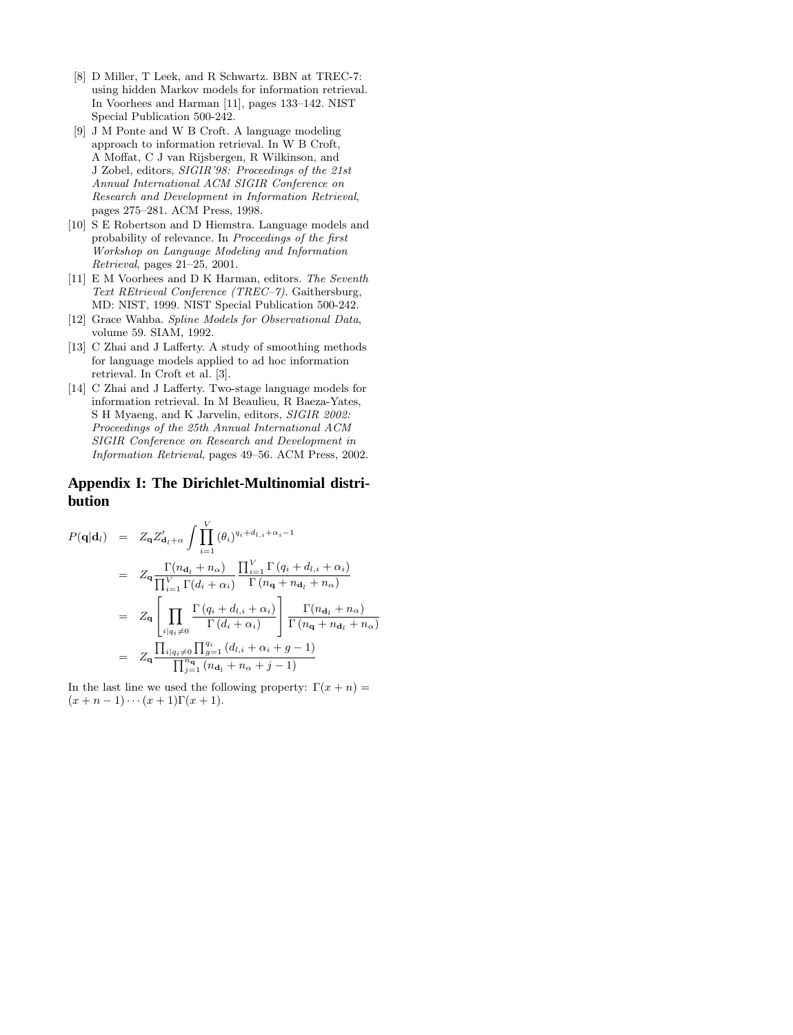[8] D Miller, T Leek, and R Schwartz. BBN at TREC-7: using hidden Markov models for information retrieval. In Voorhees and Harman [11], pages 133–142. NIST Special Publication 500-242.

[9] J M Ponte and W B Croft. A language modeling approach to information retrieval. In W B Croft, A Moffat, C J van Rijsbergen, R Wilkinson, and J Zobel, editors, *SIGIR'98: Proceedings of the 21st Annual International ACM SIGIR Conference on Research and Development in Information Retrieval*, pages 275–281. ACM Press, 1998.

[10] S E Robertson and D Hiemstra. Language models and probability of relevance. In *Proceedings of the first Workshop on Language Modeling and Information Retrieval*, pages 21–25, 2001.

[11] E M Voorhees and D K Harman, editors. *The Seventh Text REtrieval Conference (TREC–7)*. Gaithersburg, MD: NIST, 1999. NIST Special Publication 500-242.

[12] Grace Wahba. *Spline Models for Observational Data*, volume 59. SIAM, 1992.

[13] C Zhai and J Lafferty. A study of smoothing methods for language models applied to ad hoc information retrieval. In Croft et al. [3].

[14] C Zhai and J Lafferty. Two-stage language models for information retrieval. In M Beaulieu, R Baeza-Yates, S H Myaeng, and K Jarvelin, editors, *SIGIR 2002: Proceedings of the 25th Annual International ACM SIGIR Conference on Research and Development in Information Retrieval*, pages 49–56. ACM Press, 2002.

## Appendix I: The Dirichlet-Multinomial distribution

$$
\begin{aligned}
P(\mathbf{q}|\mathbf{d}_l) &= Z_{\mathbf{q}} Z'_{\mathbf{d}_l+\alpha} \int \prod_{i=1}^{V} (\theta_i)^{q_i + d_{l,i} + \alpha_i - 1} \\
&= Z_{\mathbf{q}} \frac{\Gamma(n_{\mathbf{d}_l} + n_\alpha)}{\prod_{i=1}^{V} \Gamma(d_i + \alpha_i)} \frac{\prod_{i=1}^{V} \Gamma(q_i + d_{l,i} + \alpha_i)}{\Gamma(n_{\mathbf{q}} + n_{\mathbf{d}_l} + n_\alpha)} \\
&= Z_{\mathbf{q}} \left[ \prod_{i|q_i \neq 0} \frac{\Gamma(q_i + d_{l,i} + \alpha_i)}{\Gamma(d_i + \alpha_i)} \right] \frac{\Gamma(n_{\mathbf{d}_l} + n_\alpha)}{\Gamma(n_{\mathbf{q}} + n_{\mathbf{d}_l} + n_\alpha)} \\
&= Z_{\mathbf{q}} \frac{\prod_{i|q_i \neq 0} \prod_{g=1}^{q_i} (d_{l,i} + \alpha_i + g - 1)}{\prod_{j=1}^{n_{\mathbf{q}}} (n_{\mathbf{d}_l} + n_\alpha + j - 1)}
\end{aligned}
$$

In the last line we used the following property: $\Gamma(x+n) = (x+n-1)\cdots(x+1)\Gamma(x+1)$.